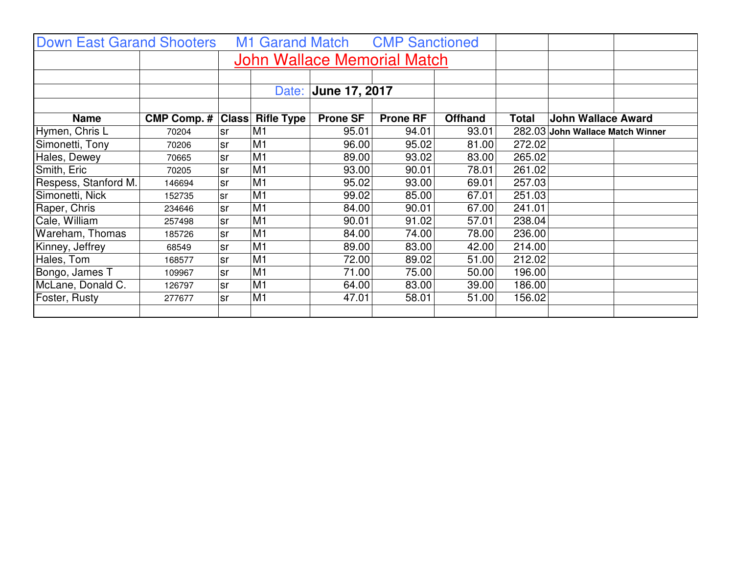## Down East Garand Shooters M1 Garand Match CMP Sanctioned

# John Wallace Memorial Match

Date: **June 17, 2017**

| Name | CMP Comp. # | Class | Rifle Type | Prone SF | Prone RF | Offhand | Total | John Wallace Award |
|---|---|---|---|---|---|---|---|---|
| Hymen, Chris L | 70204 | sr | M1 | 95.01 | 94.01 | 93.01 | 282.03 | **John Wallace Match Winner** |
| Simonetti, Tony | 70206 | sr | M1 | 96.00 | 95.02 | 81.00 | 272.02 | |
| Hales, Dewey | 70665 | sr | M1 | 89.00 | 93.02 | 83.00 | 265.02 | |
| Smith, Eric | 70205 | sr | M1 | 93.00 | 90.01 | 78.01 | 261.02 | |
| Respess, Stanford M. | 146694 | sr | M1 | 95.02 | 93.00 | 69.01 | 257.03 | |
| Simonetti, Nick | 152735 | sr | M1 | 99.02 | 85.00 | 67.01 | 251.03 | |
| Raper, Chris | 234646 | sr | M1 | 84.00 | 90.01 | 67.00 | 241.01 | |
| Cale, William | 257498 | sr | M1 | 90.01 | 91.02 | 57.01 | 238.04 | |
| Wareham, Thomas | 185726 | sr | M1 | 84.00 | 74.00 | 78.00 | 236.00 | |
| Kinney, Jeffrey | 68549 | sr | M1 | 89.00 | 83.00 | 42.00 | 214.00 | |
| Hales, Tom | 168577 | sr | M1 | 72.00 | 89.02 | 51.00 | 212.02 | |
| Bongo, James T | 109967 | sr | M1 | 71.00 | 75.00 | 50.00 | 196.00 | |
| McLane, Donald C. | 126797 | sr | M1 | 64.00 | 83.00 | 39.00 | 186.00 | |
| Foster, Rusty | 277677 | sr | M1 | 47.01 | 58.01 | 51.00 | 156.02 | |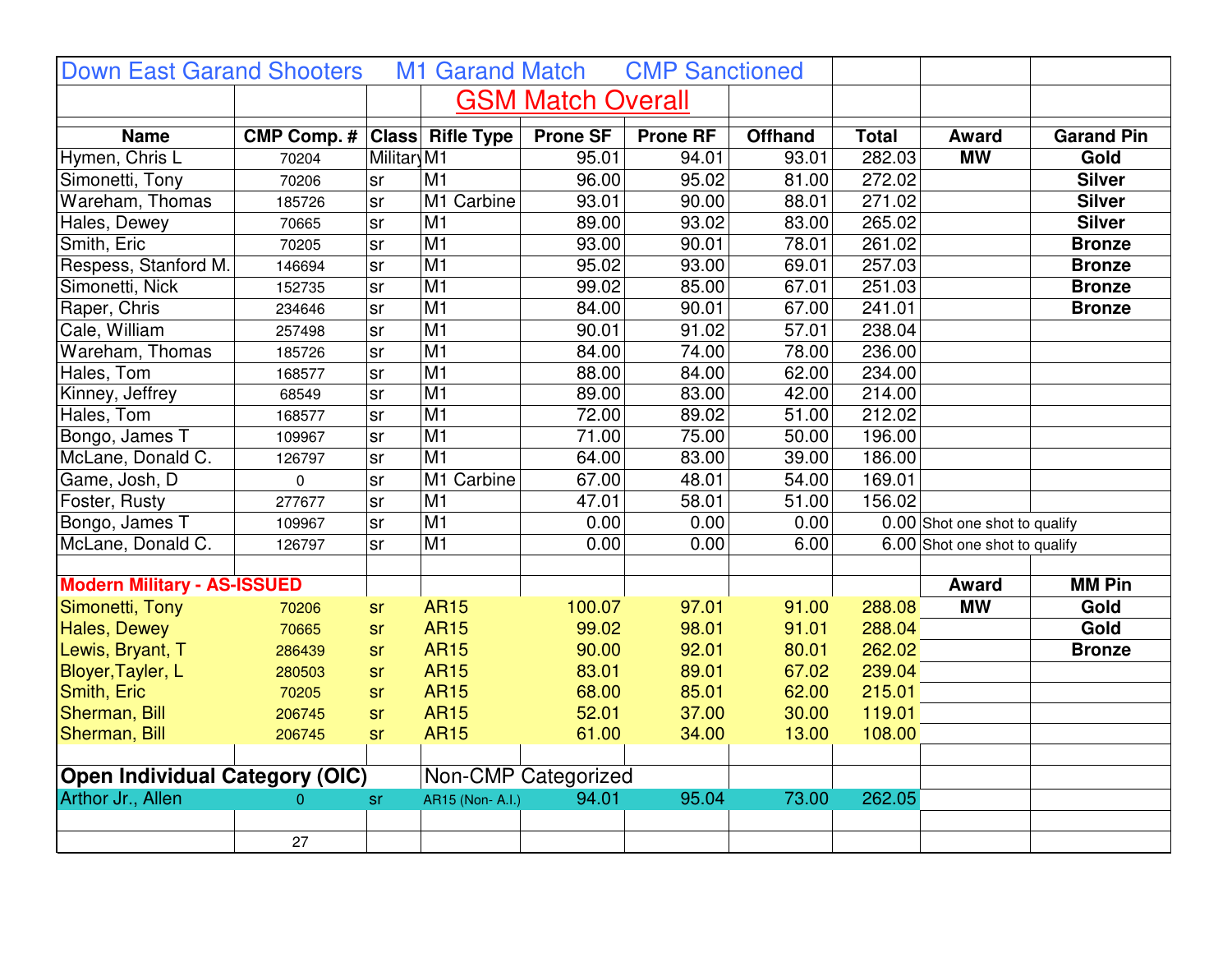| Down East Garand Shooters M1 Garand Match CMP Sanctioned | | | | | | | | | |
|---|---|---|---|---|---|---|---|---|---|
| | | | GSM Match Overall | | | | | | |
| **Name** | **CMP Comp. #** | **Class** | **Rifle Type** | **Prone SF** | **Prone RF** | **Offhand** | **Total** | **Award** | **Garand Pin** |
| Hymen, Chris L | 70204 | Military | M1 | 95.01 | 94.01 | 93.01 | 282.03 | **MW** | **Gold** |
| Simonetti, Tony | 70206 | sr | M1 | 96.00 | 95.02 | 81.00 | 272.02 | | **Silver** |
| Wareham, Thomas | 185726 | sr | M1 Carbine | 93.01 | 90.00 | 88.01 | 271.02 | | **Silver** |
| Hales, Dewey | 70665 | sr | M1 | 89.00 | 93.02 | 83.00 | 265.02 | | **Silver** |
| Smith, Eric | 70205 | sr | M1 | 93.00 | 90.01 | 78.01 | 261.02 | | **Bronze** |
| Respess, Stanford M. | 146694 | sr | M1 | 95.02 | 93.00 | 69.01 | 257.03 | | **Bronze** |
| Simonetti, Nick | 152735 | sr | M1 | 99.02 | 85.00 | 67.01 | 251.03 | | **Bronze** |
| Raper, Chris | 234646 | sr | M1 | 84.00 | 90.01 | 67.00 | 241.01 | | **Bronze** |
| Cale, William | 257498 | sr | M1 | 90.01 | 91.02 | 57.01 | 238.04 | | |
| Wareham, Thomas | 185726 | sr | M1 | 84.00 | 74.00 | 78.00 | 236.00 | | |
| Hales, Tom | 168577 | sr | M1 | 88.00 | 84.00 | 62.00 | 234.00 | | |
| Kinney, Jeffrey | 68549 | sr | M1 | 89.00 | 83.00 | 42.00 | 214.00 | | |
| Hales, Tom | 168577 | sr | M1 | 72.00 | 89.02 | 51.00 | 212.02 | | |
| Bongo, James T | 109967 | sr | M1 | 71.00 | 75.00 | 50.00 | 196.00 | | |
| McLane, Donald C. | 126797 | sr | M1 | 64.00 | 83.00 | 39.00 | 186.00 | | |
| Game, Josh, D | 0 | sr | M1 Carbine | 67.00 | 48.01 | 54.00 | 169.01 | | |
| Foster, Rusty | 277677 | sr | M1 | 47.01 | 58.01 | 51.00 | 156.02 | | |
| Bongo, James T | 109967 | sr | M1 | 0.00 | 0.00 | 0.00 | 0.00 | Shot one shot to qualify | |
| McLane, Donald C. | 126797 | sr | M1 | 0.00 | 0.00 | 6.00 | 6.00 | Shot one shot to qualify | |
| | | | | | | | | | |
| **Modern Military - AS-ISSUED** | | | | | | | | **Award** | **MM Pin** |
| Simonetti, Tony | 70206 | sr | AR15 | 100.07 | 97.01 | 91.00 | 288.08 | **MW** | **Gold** |
| Hales, Dewey | 70665 | sr | AR15 | 99.02 | 98.01 | 91.01 | 288.04 | | **Gold** |
| Lewis, Bryant, T | 286439 | sr | AR15 | 90.00 | 92.01 | 80.01 | 262.02 | | **Bronze** |
| Bloyer,Tayler, L | 280503 | sr | AR15 | 83.01 | 89.01 | 67.02 | 239.04 | | |
| Smith, Eric | 70205 | sr | AR15 | 68.00 | 85.01 | 62.00 | 215.01 | | |
| Sherman, Bill | 206745 | sr | AR15 | 52.01 | 37.00 | 30.00 | 119.01 | | |
| Sherman, Bill | 206745 | sr | AR15 | 61.00 | 34.00 | 13.00 | 108.00 | | |
| | | | | | | | | | |
| **Open Individual Category (OIC)** | | | Non-CMP Categorized | | | | | | |
| Arthor Jr., Allen | 0 | sr | AR15 (Non- A.I.) | 94.01 | 95.04 | 73.00 | 262.05 | | |
| | | | | | | | | | |
| | 27 | | | | | | | | |